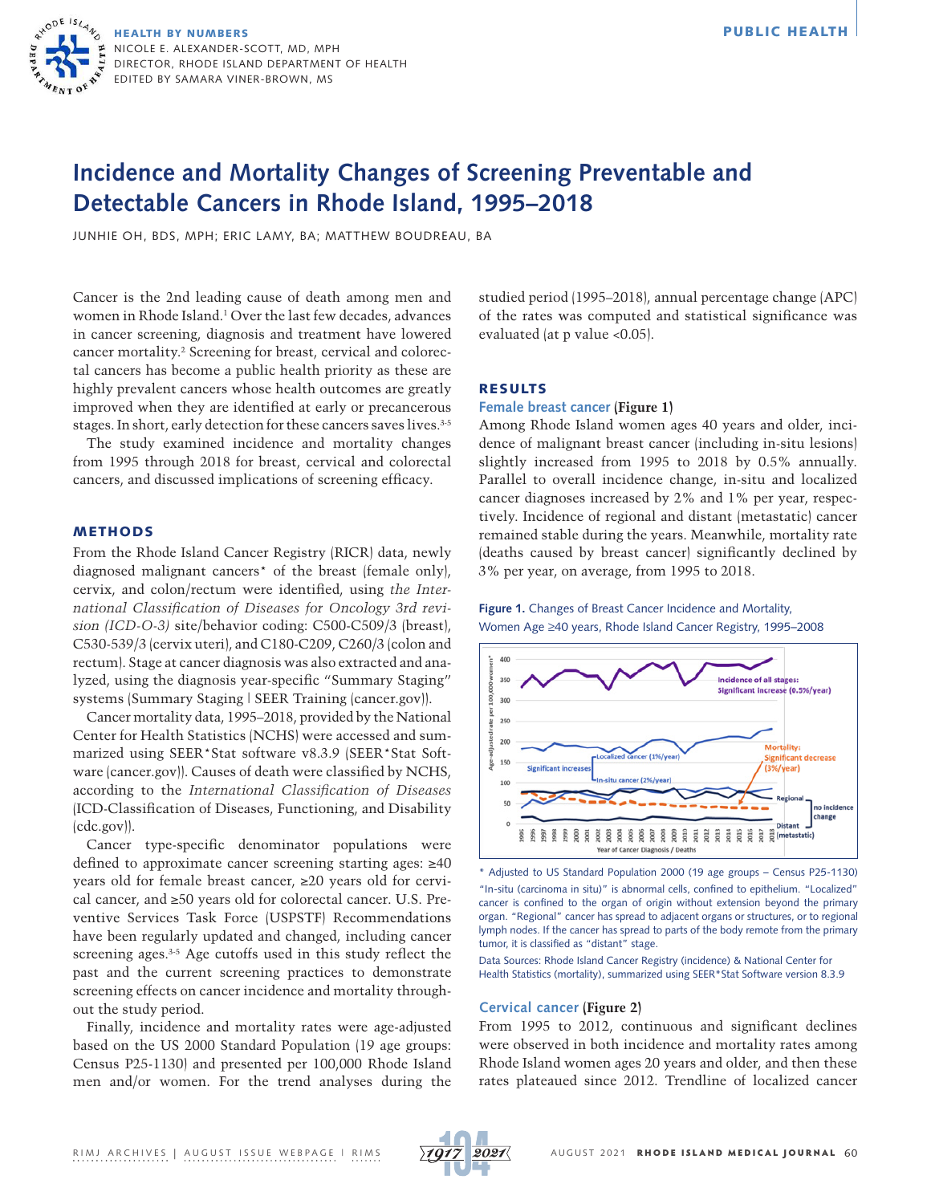HEALTH BY NUMBERS
NICOLE E. ALEXANDER-SCOTT, MD, MPH
DIRECTOR, RHODE ISLAND DEPARTMENT OF HEALTH
EDITED BY SAMARA VINER-BROWN, MS

# Incidence and Mortality Changes of Screening Preventable and Detectable Cancers in Rhode Island, 1995–2018

JUNHIE OH, BDS, MPH; ERIC LAMY, BA; MATTHEW BOUDREAU, BA

Cancer is the 2nd leading cause of death among men and women in Rhode Island.[1] Over the last few decades, advances in cancer screening, diagnosis and treatment have lowered cancer mortality.[2] Screening for breast, cervical and colorectal cancers has become a public health priority as these are highly prevalent cancers whose health outcomes are greatly improved when they are identified at early or precancerous stages. In short, early detection for these cancers saves lives.[3-5]

The study examined incidence and mortality changes from 1995 through 2018 for breast, cervical and colorectal cancers, and discussed implications of screening efficacy.

## METHODS

From the Rhode Island Cancer Registry (RICR) data, newly diagnosed malignant cancers* of the breast (female only), cervix, and colon/rectum were identified, using *the International Classification of Diseases for Oncology 3rd revision (ICD-O-3)* site/behavior coding: C500-C509/3 (breast), C530-539/3 (cervix uteri), and C180-C209, C260/3 (colon and rectum). Stage at cancer diagnosis was also extracted and analyzed, using the diagnosis year-specific "Summary Staging" systems (Summary Staging | SEER Training (cancer.gov)).

Cancer mortality data, 1995–2018, provided by the National Center for Health Statistics (NCHS) were accessed and summarized using SEER*Stat software v8.3.9 (SEER*Stat Software (cancer.gov)). Causes of death were classified by NCHS, according to the *International Classification of Diseases* (ICD-Classification of Diseases, Functioning, and Disability (cdc.gov)).

Cancer type-specific denominator populations were defined to approximate cancer screening starting ages: ≥40 years old for female breast cancer, ≥20 years old for cervical cancer, and ≥50 years old for colorectal cancer. U.S. Preventive Services Task Force (USPSTF) Recommendations have been regularly updated and changed, including cancer screening ages.[3-5] Age cutoffs used in this study reflect the past and the current screening practices to demonstrate screening effects on cancer incidence and mortality throughout the study period.

Finally, incidence and mortality rates were age-adjusted based on the US 2000 Standard Population (19 age groups: Census P25-1130) and presented per 100,000 Rhode Island men and/or women. For the trend analyses during the studied period (1995–2018), annual percentage change (APC) of the rates was computed and statistical significance was evaluated (at p value <0.05).

## RESULTS

### Female breast cancer (Figure 1)

Among Rhode Island women ages 40 years and older, incidence of malignant breast cancer (including in-situ lesions) slightly increased from 1995 to 2018 by 0.5% annually. Parallel to overall incidence change, in-situ and localized cancer diagnoses increased by 2% and 1% per year, respectively. Incidence of regional and distant (metastatic) cancer remained stable during the years. Meanwhile, mortality rate (deaths caused by breast cancer) significantly declined by 3% per year, on average, from 1995 to 2018.

**Figure 1.** Changes of Breast Cancer Incidence and Mortality, Women Age ≥40 years, Rhode Island Cancer Registry, 1995–2008

\* Adjusted to US Standard Population 2000 (19 age groups – Census P25-1130)
"In-situ (carcinoma in situ)" is abnormal cells, confined to epithelium. "Localized" cancer is confined to the organ of origin without extension beyond the primary organ. "Regional" cancer has spread to adjacent organs or structures, or to regional lymph nodes. If the cancer has spread to parts of the body remote from the primary tumor, it is classified as "distant" stage.

Data Sources: Rhode Island Cancer Registry (incidence) & National Center for Health Statistics (mortality), summarized using SEER*Stat Software version 8.3.9

### Cervical cancer (Figure 2)

From 1995 to 2012, continuous and significant declines were observed in both incidence and mortality rates among Rhode Island women ages 20 years and older, and then these rates plateaued since 2012. Trendline of localized cancer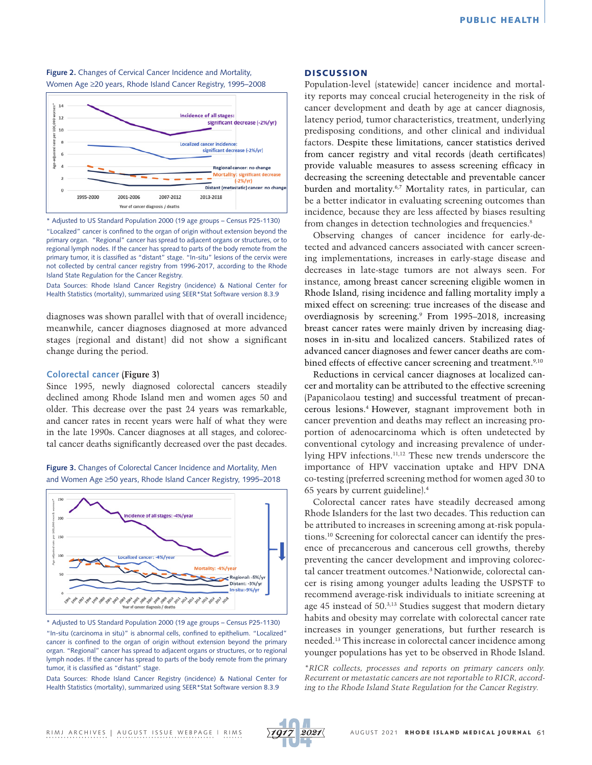**Figure 2.** Changes of Cervical Cancer Incidence and Mortality, Women Age ≥20 years, Rhode Island Cancer Registry, 1995–2008

\* Adjusted to US Standard Population 2000 (19 age groups – Census P25-1130)

"Localized" cancer is confined to the organ of origin without extension beyond the primary organ. "Regional" cancer has spread to adjacent organs or structures, or to regional lymph nodes. If the cancer has spread to parts of the body remote from the primary tumor, it is classified as "distant" stage. "In-situ" lesions of the cervix were not collected by central cancer registry from 1996-2017, according to the Rhode Island State Regulation for the Cancer Registry.

Data Sources: Rhode Island Cancer Registry (incidence) & National Center for Health Statistics (mortality), summarized using SEER\*Stat Software version 8.3.9

diagnoses was shown parallel with that of overall incidence; meanwhile, cancer diagnoses diagnosed at more advanced stages (regional and distant) did not show a significant change during the period.

### Colorectal cancer (Figure 3)

Since 1995, newly diagnosed colorectal cancers steadily declined among Rhode Island men and women ages 50 and older. This decrease over the past 24 years was remarkable, and cancer rates in recent years were half of what they were in the late 1990s. Cancer diagnoses at all stages, and colorectal cancer deaths significantly decreased over the past decades.

**Figure 3.** Changes of Colorectal Cancer Incidence and Mortality, Men and Women Age ≥50 years, Rhode Island Cancer Registry, 1995–2018

\* Adjusted to US Standard Population 2000 (19 age groups – Census P25-1130)

"In-situ (carcinoma in situ)" is abnormal cells, confined to epithelium. "Localized" cancer is confined to the organ of origin without extension beyond the primary organ. "Regional" cancer has spread to adjacent organs or structures, or to regional lymph nodes. If the cancer has spread to parts of the body remote from the primary tumor, it is classified as "distant" stage.

Data Sources: Rhode Island Cancer Registry (incidence) & National Center for Health Statistics (mortality), summarized using SEER\*Stat Software version 8.3.9

## DISCUSSION

Population-level (statewide) cancer incidence and mortality reports may conceal crucial heterogeneity in the risk of cancer development and death by age at cancer diagnosis, latency period, tumor characteristics, treatment, underlying predisposing conditions, and other clinical and individual factors. Despite these limitations, cancer statistics derived from cancer registry and vital records (death certificates) provide valuable measures to assess screening efficacy in decreasing the screening detectable and preventable cancer burden and mortality.[6,7] Mortality rates, in particular, can be a better indicator in evaluating screening outcomes than incidence, because they are less affected by biases resulting from changes in detection technologies and frequencies.[8]

Observing changes of cancer incidence for early-detected and advanced cancers associated with cancer screening implementations, increases in early-stage disease and decreases in late-stage tumors are not always seen. For instance, among breast cancer screening eligible women in Rhode Island, rising incidence and falling mortality imply a mixed effect on screening: true increases of the disease and overdiagnosis by screening.[9] From 1995–2018, increasing breast cancer rates were mainly driven by increasing diagnoses in in-situ and localized cancers. Stabilized rates of advanced cancer diagnoses and fewer cancer deaths are combined effects of effective cancer screening and treatment.[9,10]

Reductions in cervical cancer diagnoses at localized cancer and mortality can be attributed to the effective screening (Papanicolaou testing) and successful treatment of precancerous lesions.[4] However, stagnant improvement both in cancer prevention and deaths may reflect an increasing proportion of adenocarcinoma which is often undetected by conventional cytology and increasing prevalence of underlying HPV infections.[11,12] These new trends underscore the importance of HPV vaccination uptake and HPV DNA co-testing (preferred screening method for women aged 30 to 65 years by current guideline).[4]

Colorectal cancer rates have steadily decreased among Rhode Islanders for the last two decades. This reduction can be attributed to increases in screening among at-risk populations.[10] Screening for colorectal cancer can identify the presence of precancerous and cancerous cell growths, thereby preventing the cancer development and improving colorectal cancer treatment outcomes.[3] Nationwide, colorectal cancer is rising among younger adults leading the USPSTF to recommend average-risk individuals to initiate screening at age 45 instead of 50.[3,13] Studies suggest that modern dietary habits and obesity may correlate with colorectal cancer rate increases in younger generations, but further research is needed.[13] This increase in colorectal cancer incidence among younger populations has yet to be observed in Rhode Island.

*\*RICR collects, processes and reports on primary cancers only. Recurrent or metastatic cancers are not reportable to RICR, according to the Rhode Island State Regulation for the Cancer Registry.*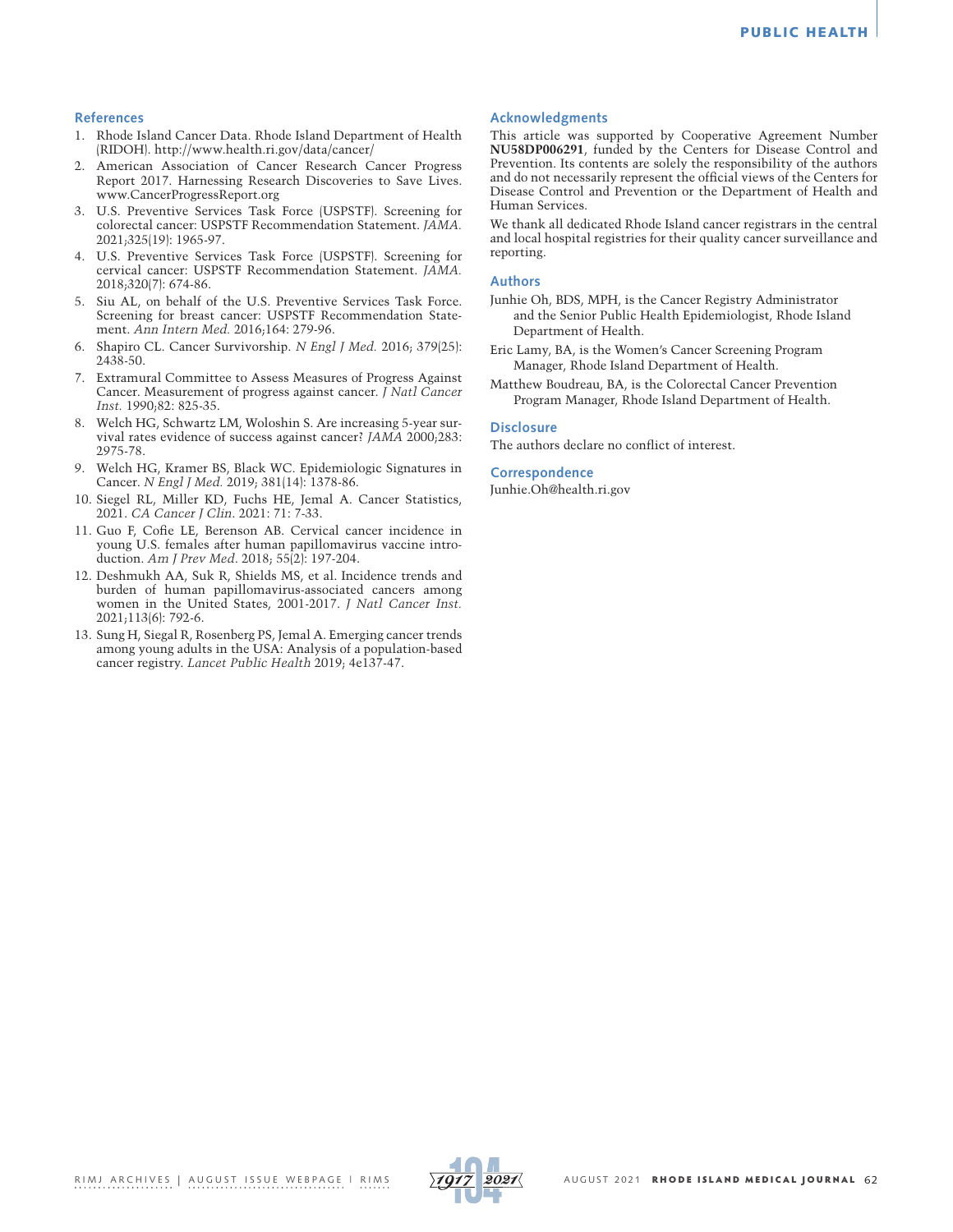## References

1. Rhode Island Cancer Data. Rhode Island Department of Health (RIDOH). http://www.health.ri.gov/data/cancer/
2. American Association of Cancer Research Cancer Progress Report 2017. Harnessing Research Discoveries to Save Lives. www.CancerProgressReport.org
3. U.S. Preventive Services Task Force (USPSTF). Screening for colorectal cancer: USPSTF Recommendation Statement. *JAMA.* 2021;325(19): 1965-97.
4. U.S. Preventive Services Task Force (USPSTF). Screening for cervical cancer: USPSTF Recommendation Statement. *JAMA.* 2018;320(7): 674-86.
5. Siu AL, on behalf of the U.S. Preventive Services Task Force. Screening for breast cancer: USPSTF Recommendation Statement. *Ann Intern Med.* 2016;164: 279-96.
6. Shapiro CL. Cancer Survivorship. *N Engl J Med.* 2016; 379(25): 2438-50.
7. Extramural Committee to Assess Measures of Progress Against Cancer. Measurement of progress against cancer. *J Natl Cancer Inst.* 1990;82: 825-35.
8. Welch HG, Schwartz LM, Woloshin S. Are increasing 5-year survival rates evidence of success against cancer? *JAMA* 2000;283: 2975-78.
9. Welch HG, Kramer BS, Black WC. Epidemiologic Signatures in Cancer. *N Engl J Med.* 2019; 381(14): 1378-86.
10. Siegel RL, Miller KD, Fuchs HE, Jemal A. Cancer Statistics, 2021. *CA Cancer J Clin.* 2021: 71: 7-33.
11. Guo F, Cofie LE, Berenson AB. Cervical cancer incidence in young U.S. females after human papillomavirus vaccine introduction. *Am J Prev Med.* 2018; 55(2): 197-204.
12. Deshmukh AA, Suk R, Shields MS, et al. Incidence trends and burden of human papillomavirus-associated cancers among women in the United States, 2001-2017. *J Natl Cancer Inst.* 2021;113(6): 792-6.
13. Sung H, Siegal R, Rosenberg PS, Jemal A. Emerging cancer trends among young adults in the USA: Analysis of a population-based cancer registry. *Lancet Public Health* 2019; 4e137-47.

## Acknowledgments

This article was supported by Cooperative Agreement Number **NU58DP006291**, funded by the Centers for Disease Control and Prevention. Its contents are solely the responsibility of the authors and do not necessarily represent the official views of the Centers for Disease Control and Prevention or the Department of Health and Human Services.

We thank all dedicated Rhode Island cancer registrars in the central and local hospital registries for their quality cancer surveillance and reporting.

## Authors

Junhie Oh, BDS, MPH, is the Cancer Registry Administrator and the Senior Public Health Epidemiologist, Rhode Island Department of Health.

Eric Lamy, BA, is the Women's Cancer Screening Program Manager, Rhode Island Department of Health.

Matthew Boudreau, BA, is the Colorectal Cancer Prevention Program Manager, Rhode Island Department of Health.

## Disclosure

The authors declare no conflict of interest.

## Correspondence

Junhie.Oh@health.ri.gov